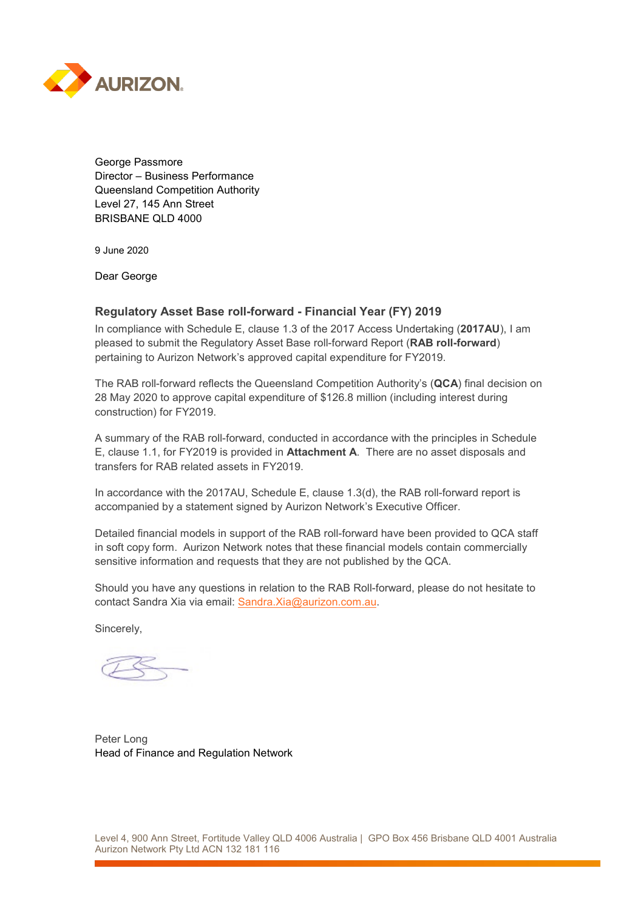George Passmore
Director – Business Performance
Queensland Competition Authority
Level 27, 145 Ann Street
BRISBANE QLD 4000

9 June 2020

Dear George

### Regulatory Asset Base roll-forward - Financial Year (FY) 2019

In compliance with Schedule E, clause 1.3 of the 2017 Access Undertaking (**2017AU**), I am pleased to submit the Regulatory Asset Base roll-forward Report (**RAB roll-forward**) pertaining to Aurizon Network's approved capital expenditure for FY2019.

The RAB roll-forward reflects the Queensland Competition Authority's (**QCA**) final decision on 28 May 2020 to approve capital expenditure of $126.8 million (including interest during construction) for FY2019.

A summary of the RAB roll-forward, conducted in accordance with the principles in Schedule E, clause 1.1, for FY2019 is provided in **Attachment A**. There are no asset disposals and transfers for RAB related assets in FY2019.

In accordance with the 2017AU, Schedule E, clause 1.3(d), the RAB roll-forward report is accompanied by a statement signed by Aurizon Network's Executive Officer.

Detailed financial models in support of the RAB roll-forward have been provided to QCA staff in soft copy form. Aurizon Network notes that these financial models contain commercially sensitive information and requests that they are not published by the QCA.

Should you have any questions in relation to the RAB Roll-forward, please do not hesitate to contact Sandra Xia via email: Sandra.Xia@aurizon.com.au.

Sincerely,

Peter Long
Head of Finance and Regulation Network

Level 4, 900 Ann Street, Fortitude Valley QLD 4006 Australia | GPO Box 456 Brisbane QLD 4001 Australia
Aurizon Network Pty Ltd ACN 132 181 116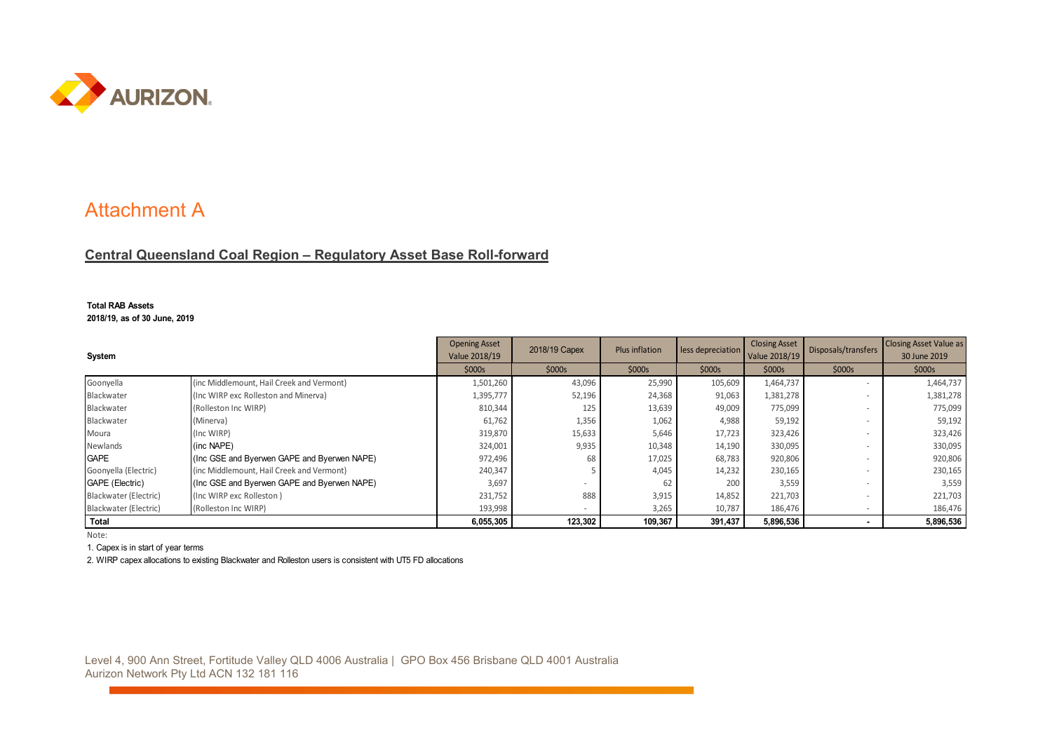# Attachment A

## Central Queensland Coal Region – Regulatory Asset Base Roll-forward

**Total RAB Assets**
**2018/19, as of 30 June, 2019**

| System | | Opening Asset Value 2018/19 | 2018/19 Capex | Plus inflation | less depreciation | Closing Asset Value 2018/19 | Disposals/transfers | Closing Asset Value as 30 June 2019 |
|---|---|---|---|---|---|---|---|---|
| | | $000s | $000s | $000s | $000s | $000s | $000s | $000s |
| Goonyella | (inc Middlemount, Hail Creek and Vermont) | 1,501,260 | 43,096 | 25,990 | 105,609 | 1,464,737 | - | 1,464,737 |
| Blackwater | (Inc WIRP exc Rolleston and Minerva) | 1,395,777 | 52,196 | 24,368 | 91,063 | 1,381,278 | - | 1,381,278 |
| Blackwater | (Rolleston Inc WIRP) | 810,344 | 125 | 13,639 | 49,009 | 775,099 | - | 775,099 |
| Blackwater | (Minerva) | 61,762 | 1,356 | 1,062 | 4,988 | 59,192 | - | 59,192 |
| Moura | (Inc WIRP) | 319,870 | 15,633 | 5,646 | 17,723 | 323,426 | - | 323,426 |
| Newlands | (inc NAPE) | 324,001 | 9,935 | 10,348 | 14,190 | 330,095 | - | 330,095 |
| GAPE | (Inc GSE and Byerwen GAPE and Byerwen NAPE) | 972,496 | 68 | 17,025 | 68,783 | 920,806 | - | 920,806 |
| Goonyella (Electric) | (inc Middlemount, Hail Creek and Vermont) | 240,347 | 5 | 4,045 | 14,232 | 230,165 | - | 230,165 |
| GAPE (Electric) | (Inc GSE and Byerwen GAPE and Byerwen NAPE) | 3,697 | - | 62 | 200 | 3,559 | - | 3,559 |
| Blackwater (Electric) | (Inc WIRP exc Rolleston ) | 231,752 | 888 | 3,915 | 14,852 | 221,703 | - | 221,703 |
| Blackwater (Electric) | (Rolleston Inc WIRP) | 193,998 | - | 3,265 | 10,787 | 186,476 | - | 186,476 |
| **Total** | | **6,055,305** | **123,302** | **109,367** | **391,437** | **5,896,536** | **-** | **5,896,536** |

Note:

1. Capex is in start of year terms
2. WIRP capex allocations to existing Blackwater and Rolleston users is consistent with UT5 FD allocations

Level 4, 900 Ann Street, Fortitude Valley QLD 4006 Australia | GPO Box 456 Brisbane QLD 4001 Australia
Aurizon Network Pty Ltd ACN 132 181 116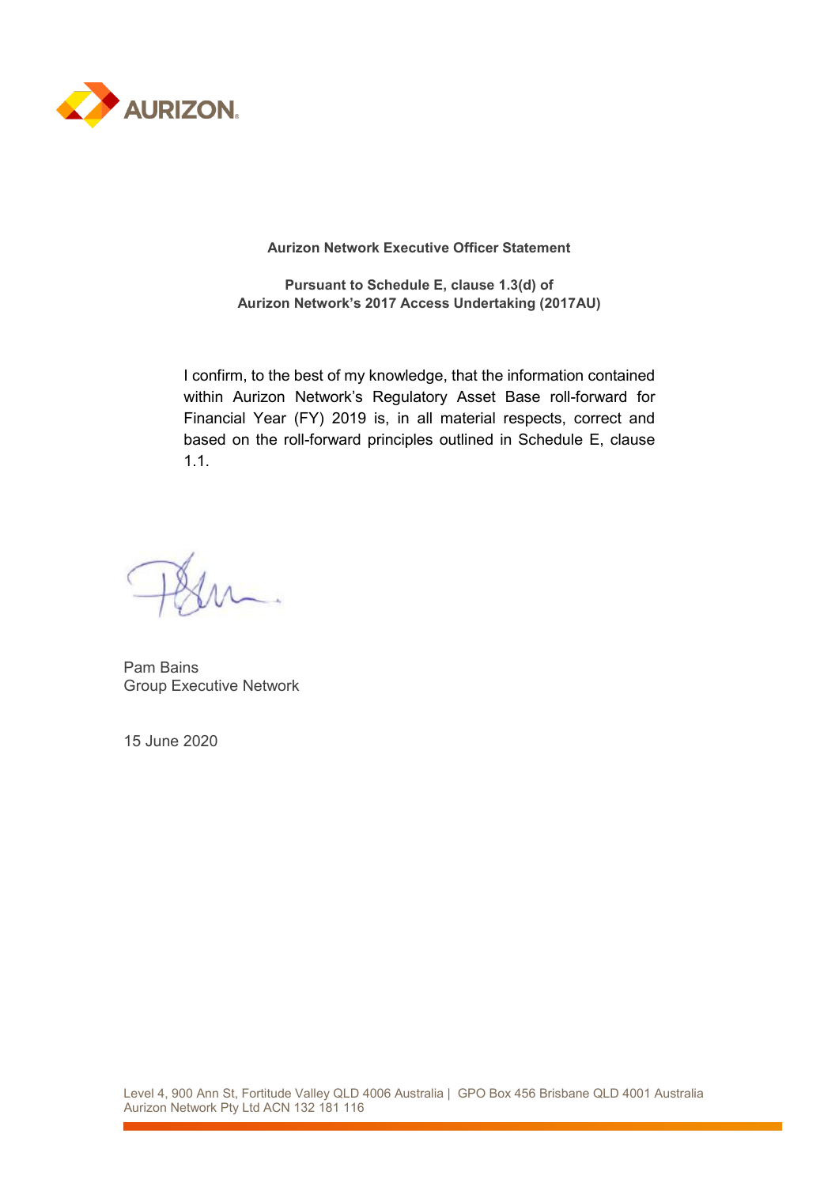**Aurizon Network Executive Officer Statement**

**Pursuant to Schedule E, clause 1.3(d) of**
**Aurizon Network's 2017 Access Undertaking (2017AU)**

I confirm, to the best of my knowledge, that the information contained within Aurizon Network's Regulatory Asset Base roll-forward for Financial Year (FY) 2019 is, in all material respects, correct and based on the roll-forward principles outlined in Schedule E, clause 1.1.

Pam Bains
Group Executive Network

15 June 2020

Level 4, 900 Ann St, Fortitude Valley QLD 4006 Australia | GPO Box 456 Brisbane QLD 4001 Australia
Aurizon Network Pty Ltd ACN 132 181 116